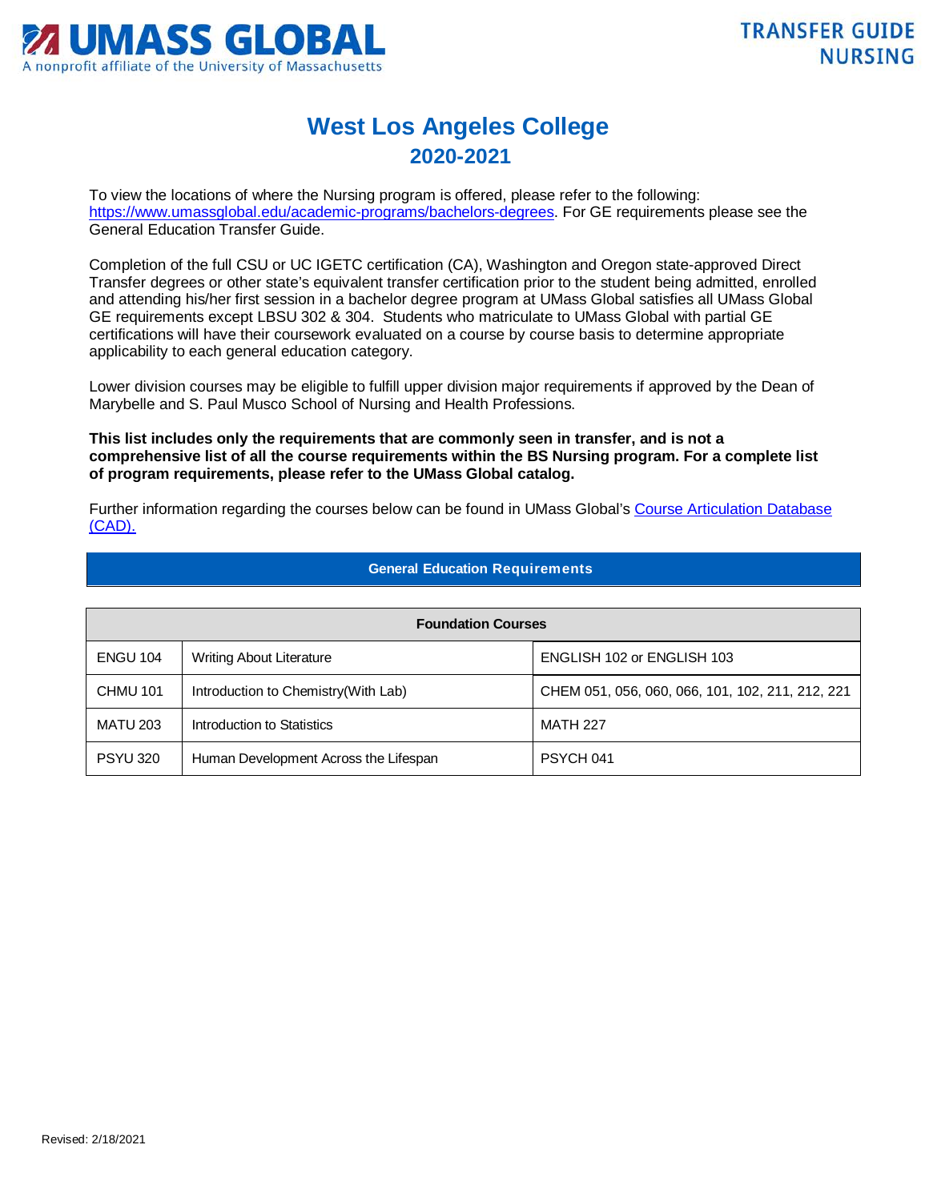UMASS GLOBAL
A nonprofit affiliate of the University of Massachusetts

TRANSFER GUIDE
NURSING

# West Los Angeles College
## 2020-2021

To view the locations of where the Nursing program is offered, please refer to the following: [https://www.umassglobal.edu/academic-programs/bachelors-degrees](https://www.umassglobal.edu/academic-programs/bachelors-degrees). For GE requirements please see the General Education Transfer Guide.

Completion of the full CSU or UC IGETC certification (CA), Washington and Oregon state-approved Direct Transfer degrees or other state's equivalent transfer certification prior to the student being admitted, enrolled and attending his/her first session in a bachelor degree program at UMass Global satisfies all UMass Global GE requirements except LBSU 302 & 304. Students who matriculate to UMass Global with partial GE certifications will have their coursework evaluated on a course by course basis to determine appropriate applicability to each general education category.

Lower division courses may be eligible to fulfill upper division major requirements if approved by the Dean of Marybelle and S. Paul Musco School of Nursing and Health Professions.

**This list includes only the requirements that are commonly seen in transfer, and is not a comprehensive list of all the course requirements within the BS Nursing program. For a complete list of program requirements, please refer to the UMass Global catalog.**

Further information regarding the courses below can be found in UMass Global's Course Articulation Database (CAD).

### General Education Requirements

| Foundation Courses | | |
|---|---|---|
| ENGU 104 | Writing About Literature | ENGLISH 102 or ENGLISH 103 |
| CHMU 101 | Introduction to Chemistry(With Lab) | CHEM 051, 056, 060, 066, 101, 102, 211, 212, 221 |
| MATU 203 | Introduction to Statistics | MATH 227 |
| PSYU 320 | Human Development Across the Lifespan | PSYCH 041 |

Revised: 2/18/2021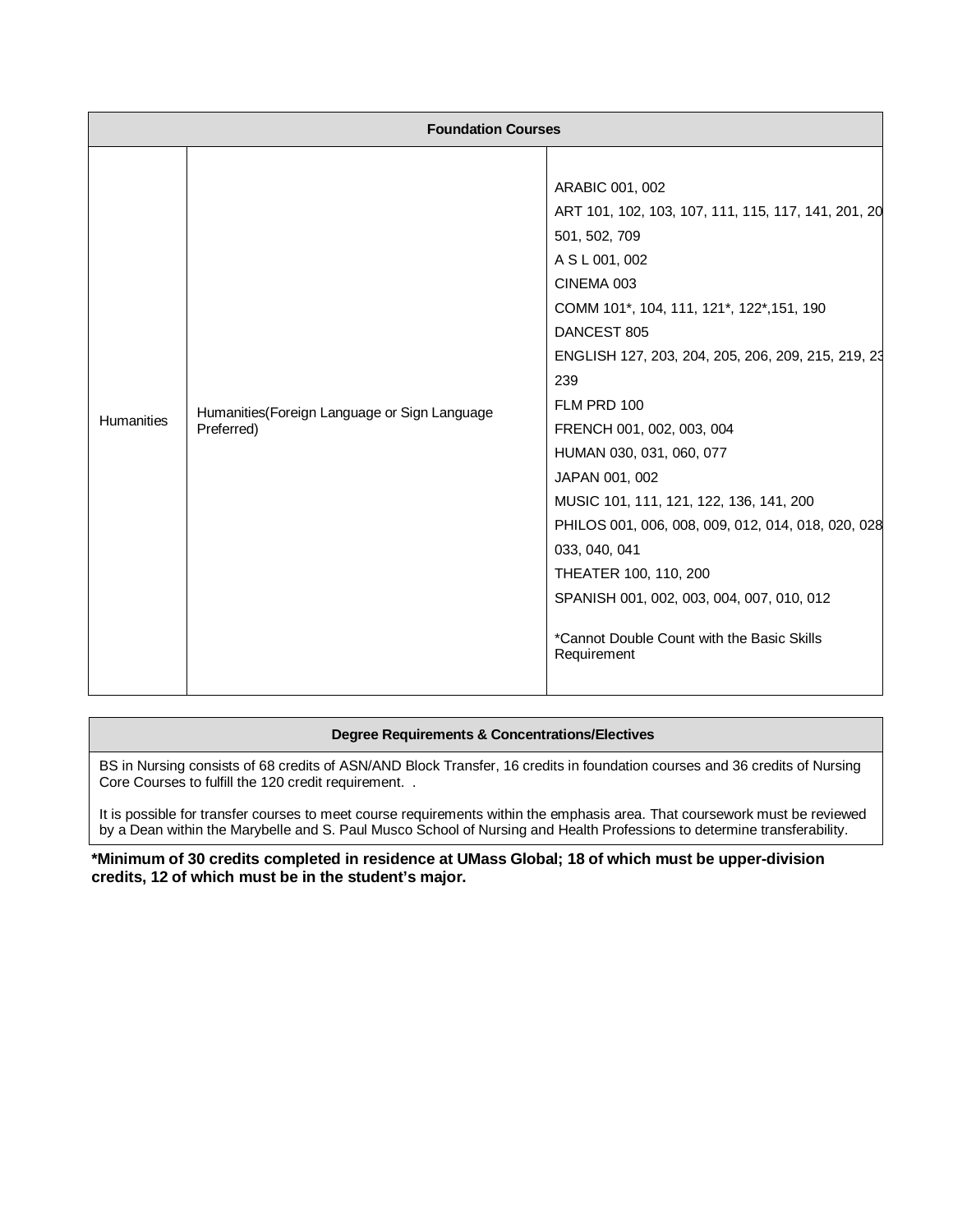| Foundation Courses | | |
|---|---|---|
| Humanities | Humanities(Foreign Language or Sign Language Preferred) | ARABIC 001, 002<br>ART 101, 102, 103, 107, 111, 115, 117, 141, 201, 20<br>501, 502, 709<br>A S L 001, 002<br>CINEMA 003<br>COMM 101*, 104, 111, 121*, 122*,151, 190<br>DANCEST 805<br>ENGLISH 127, 203, 204, 205, 206, 209, 215, 219, 23<br>239<br>FLM PRD 100<br>FRENCH 001, 002, 003, 004<br>HUMAN 030, 031, 060, 077<br>JAPAN 001, 002<br>MUSIC 101, 111, 121, 122, 136, 141, 200<br>PHILOS 001, 006, 008, 009, 012, 014, 018, 020, 028<br>033, 040, 041<br>THEATER 100, 110, 200<br>SPANISH 001, 002, 003, 004, 007, 010, 012<br><br>*Cannot Double Count with the Basic Skills Requirement |

| Degree Requirements & Concentrations/Electives |
|---|
| BS in Nursing consists of 68 credits of ASN/AND Block Transfer, 16 credits in foundation courses and 36 credits of Nursing Core Courses to fulfill the 120 credit requirement. .<br><br>It is possible for transfer courses to meet course requirements within the emphasis area. That coursework must be reviewed by a Dean within the Marybelle and S. Paul Musco School of Nursing and Health Professions to determine transferability. |

**\*Minimum of 30 credits completed in residence at UMass Global; 18 of which must be upper-division credits, 12 of which must be in the student's major.**